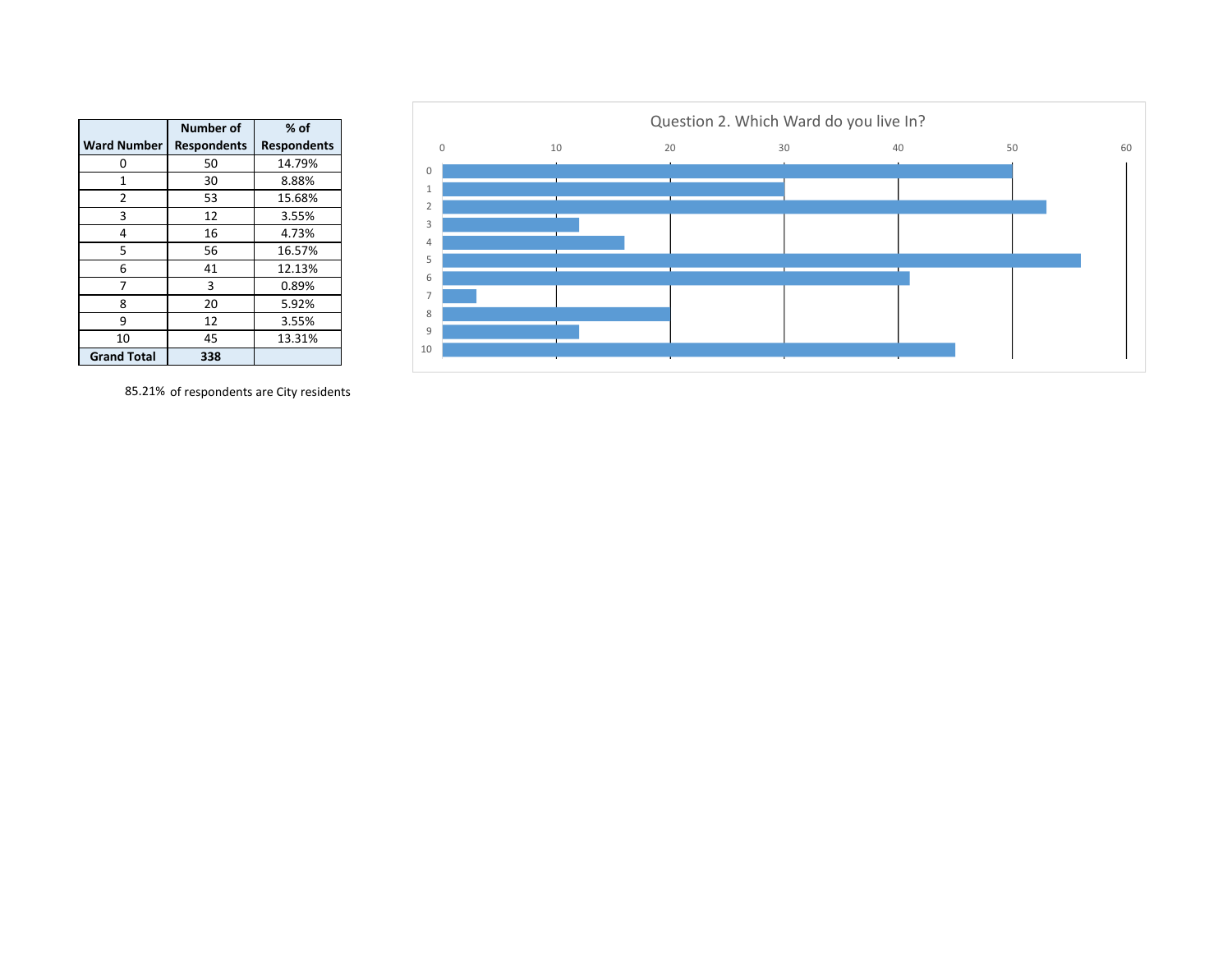| Ward Number | Number of Respondents | % of Respondents |
|---|---|---|
| 0 | 50 | 14.79% |
| 1 | 30 | 8.88% |
| 2 | 53 | 15.68% |
| 3 | 12 | 3.55% |
| 4 | 16 | 4.73% |
| 5 | 56 | 16.57% |
| 6 | 41 | 12.13% |
| 7 | 3 | 0.89% |
| 8 | 20 | 5.92% |
| 9 | 12 | 3.55% |
| 10 | 45 | 13.31% |
| **Grand Total** | **338** | |

85.21% of respondents are City residents

Question 2. Which Ward do you live In?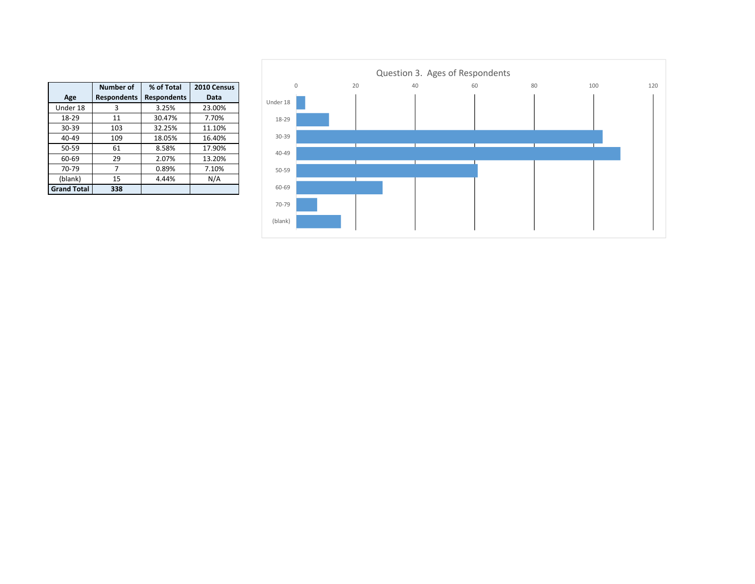| Age | Number of Respondents | % of Total Respondents | 2010 Census Data |
|---|---|---|---|
| Under 18 | 3 | 3.25% | 23.00% |
| 18-29 | 11 | 30.47% | 7.70% |
| 30-39 | 103 | 32.25% | 11.10% |
| 40-49 | 109 | 18.05% | 16.40% |
| 50-59 | 61 | 8.58% | 17.90% |
| 60-69 | 29 | 2.07% | 13.20% |
| 70-79 | 7 | 0.89% | 7.10% |
| (blank) | 15 | 4.44% | N/A |
| **Grand Total** | **338** | | |

Question 3. Ages of Respondents

| Age | Number of Respondents |
|---|---|
| Under 18 | 3 |
| 18-29 | 11 |
| 30-39 | 103 |
| 40-49 | 109 |
| 50-59 | 61 |
| 60-69 | 29 |
| 70-79 | 7 |
| (blank) | 15 |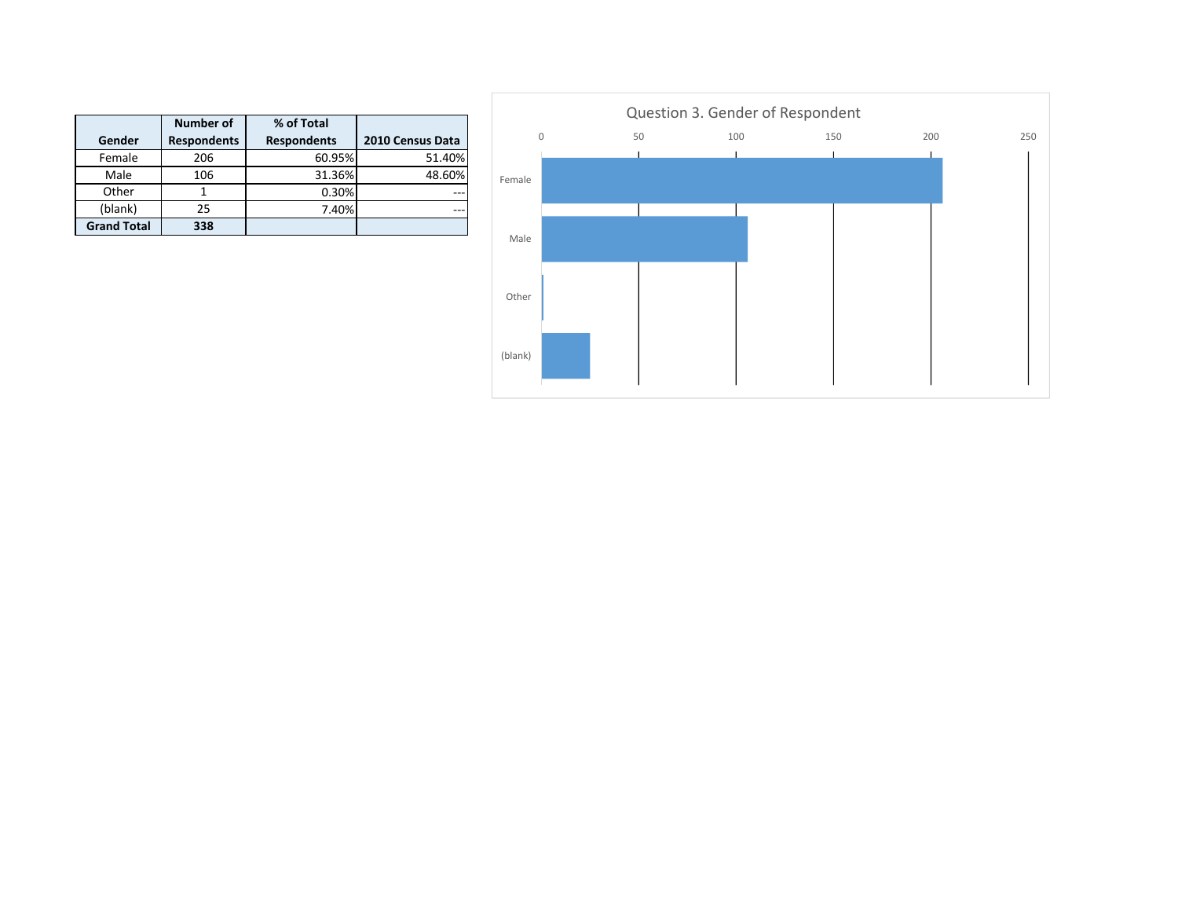| Gender | Number of Respondents | % of Total Respondents | 2010 Census Data |
|---|---|---|---|
| Female | 206 | 60.95% | 51.40% |
| Male | 106 | 31.36% | 48.60% |
| Other | 1 | 0.30% | --- |
| (blank) | 25 | 7.40% | --- |
| **Grand Total** | **338** | | |

Question 3. Gender of Respondent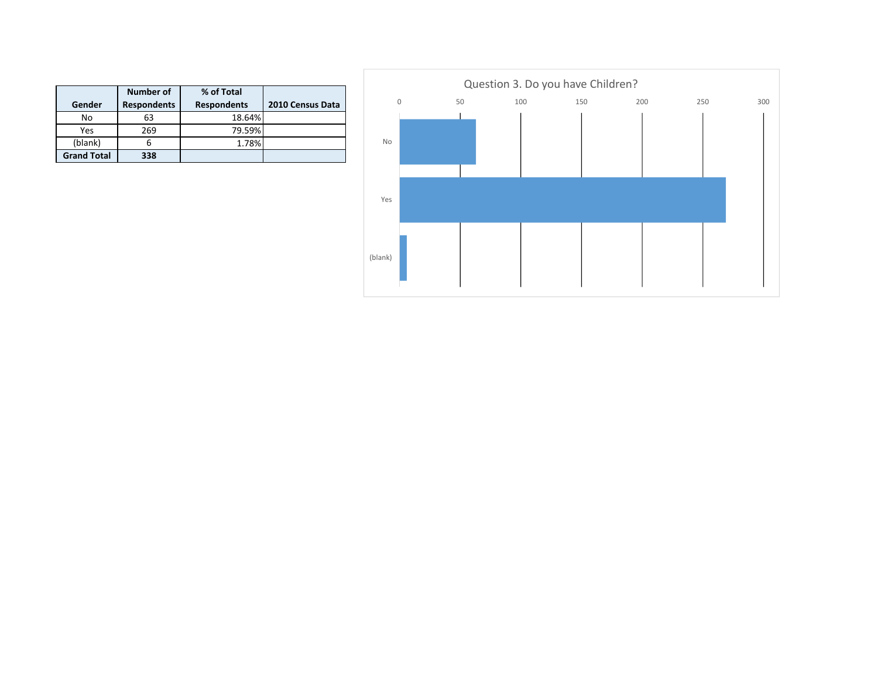| Gender | Number of Respondents | % of Total Respondents | 2010 Census Data |
|---|---|---|---|
| No | 63 | 18.64% | |
| Yes | 269 | 79.59% | |
| (blank) | 6 | 1.78% | |
| **Grand Total** | **338** | | |

Question 3. Do you have Children?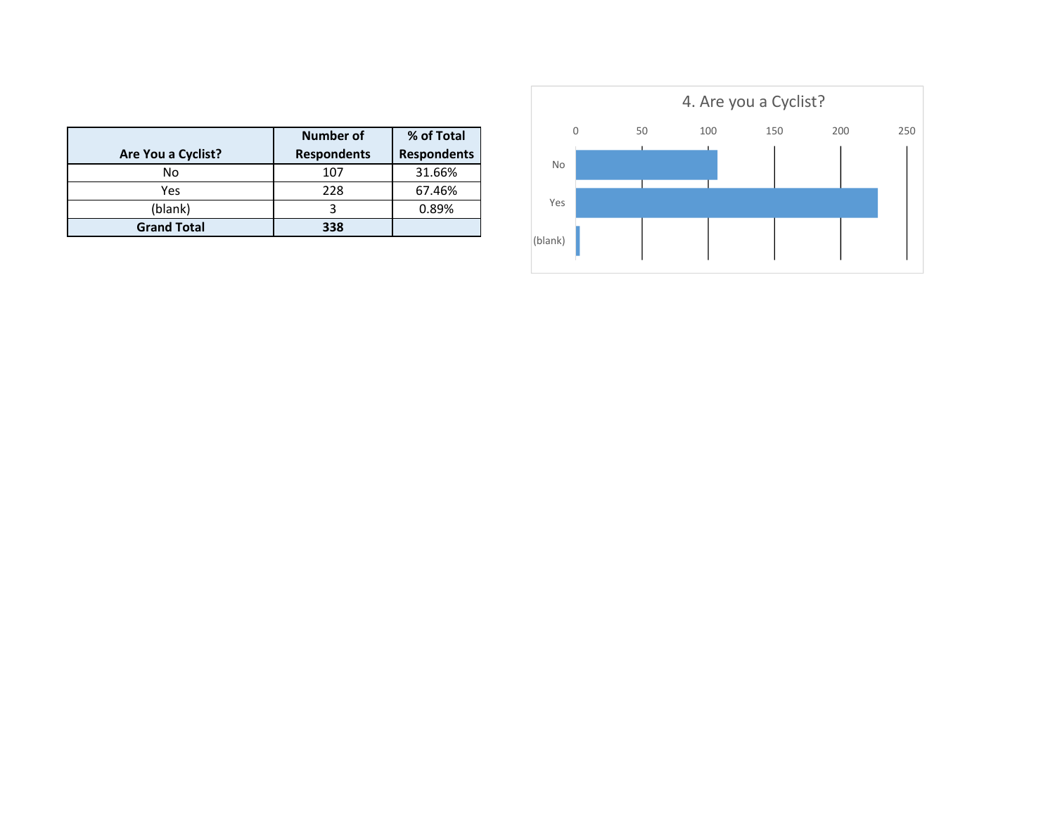| Are You a Cyclist? | Number of Respondents | % of Total Respondents |
| --- | --- | --- |
| No | 107 | 31.66% |
| Yes | 228 | 67.46% |
| (blank) | 3 | 0.89% |
| **Grand Total** | **338** | |

4. Are you a Cyclist?

| | 0 | 50 | 100 | 150 | 200 | 250 |
| --- | --- | --- | --- | --- | --- | --- |
| No | | | | | | |
| Yes | | | | | | |
| (blank) | | | | | | |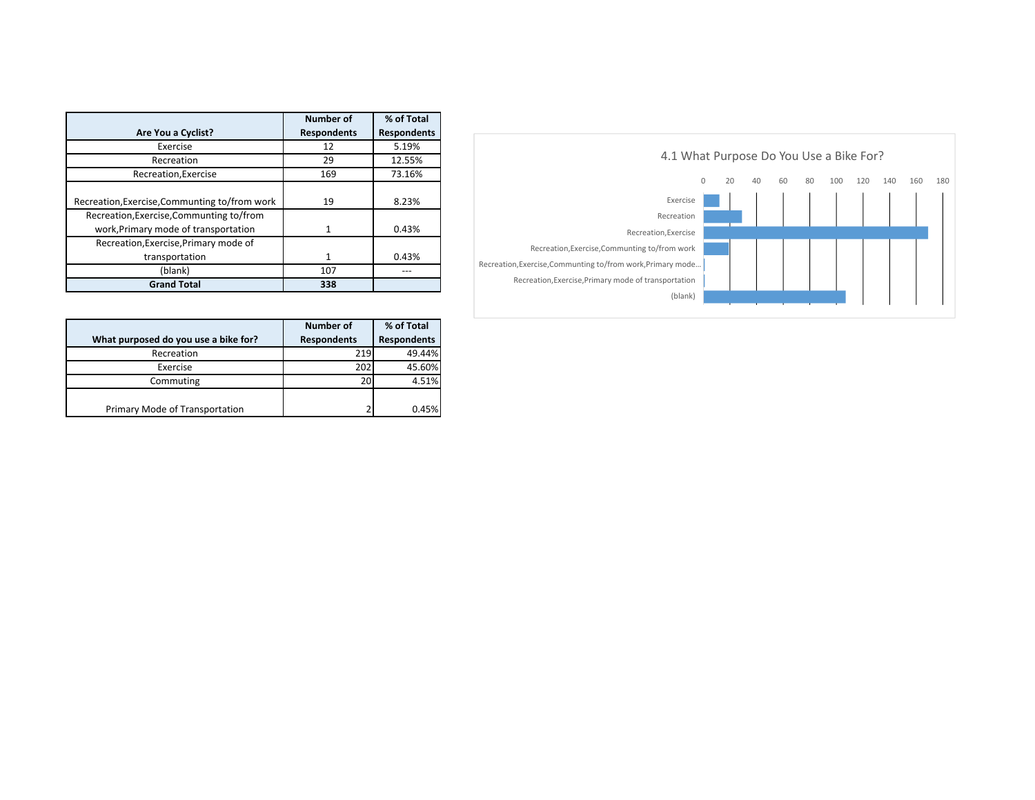| Are You a Cyclist? | Number of Respondents | % of Total Respondents |
|---|---|---|
| Exercise | 12 | 5.19% |
| Recreation | 29 | 12.55% |
| Recreation,Exercise | 169 | 73.16% |
| Recreation,Exercise,Communting to/from work | 19 | 8.23% |
| Recreation,Exercise,Communting to/from work,Primary mode of transportation | 1 | 0.43% |
| Recreation,Exercise,Primary mode of transportation | 1 | 0.43% |
| (blank) | 107 | --- |
| **Grand Total** | **338** | |

| What purposed do you use a bike for? | Number of Respondents | % of Total Respondents |
|---|---|---|
| Recreation | 219 | 49.44% |
| Exercise | 202 | 45.60% |
| Commuting | 20 | 4.51% |
| Primary Mode of Transportation | 2 | 0.45% |

4.1 What Purpose Do You Use a Bike For?

| Category | Value |
|---|---|
| Exercise | 12 |
| Recreation | 29 |
| Recreation,Exercise | 169 |
| Recreation,Exercise,Communting to/from work | 19 |
| Recreation,Exercise,Communting to/from work,Primary mode... | 1 |
| Recreation,Exercise,Primary mode of transportation | 1 |
| (blank) | 107 |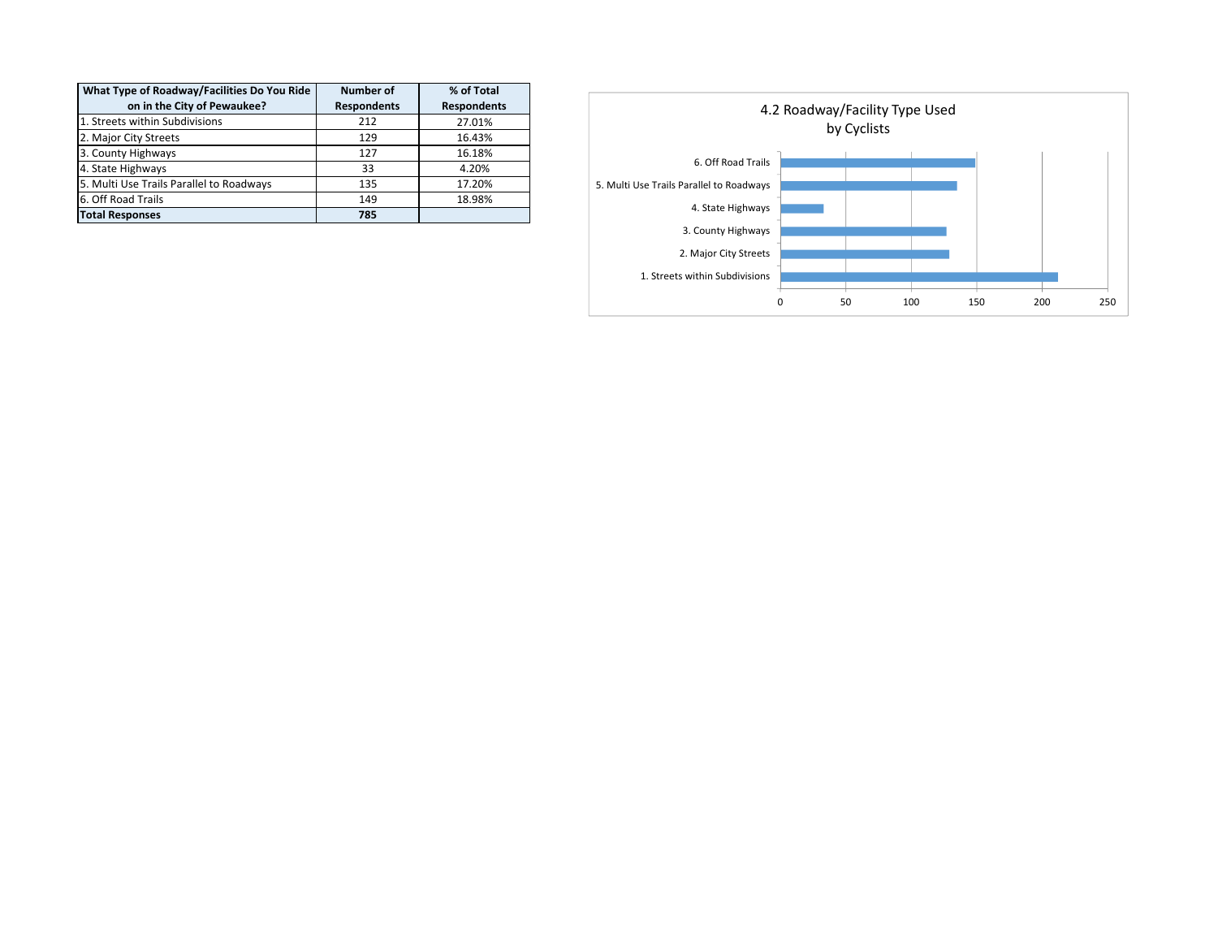| What Type of Roadway/Facilities Do You Ride on in the City of Pewaukee? | Number of Respondents | % of Total Respondents |
|---|---|---|
| 1. Streets within Subdivisions | 212 | 27.01% |
| 2. Major City Streets | 129 | 16.43% |
| 3. County Highways | 127 | 16.18% |
| 4. State Highways | 33 | 4.20% |
| 5. Multi Use Trails Parallel to Roadways | 135 | 17.20% |
| 6. Off Road Trails | 149 | 18.98% |
| **Total Responses** | **785** | |

4.2 Roadway/Facility Type Used by Cyclists

| Category | Value |
|---|---|
| 6. Off Road Trails | 149 |
| 5. Multi Use Trails Parallel to Roadways | 135 |
| 4. State Highways | 33 |
| 3. County Highways | 127 |
| 2. Major City Streets | 129 |
| 1. Streets within Subdivisions | 212 |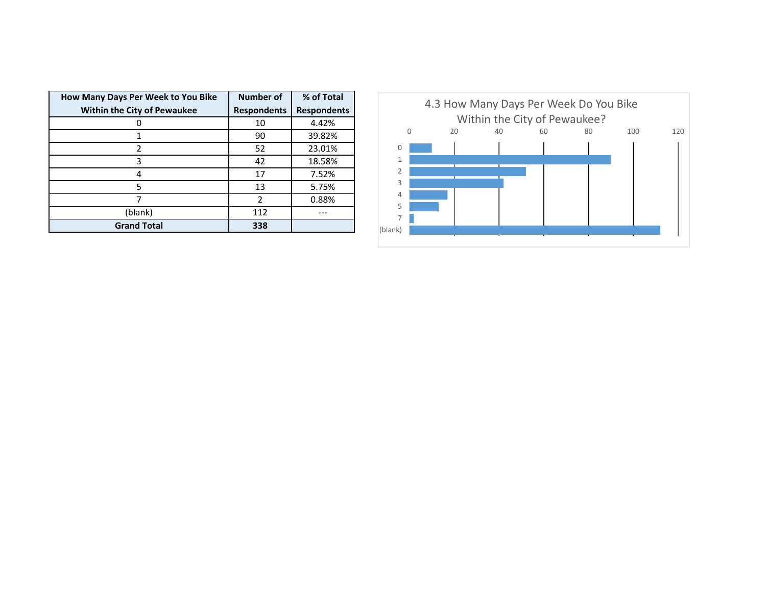| How Many Days Per Week to You Bike Within the City of Pewaukee | Number of Respondents | % of Total Respondents |
|---|---|---|
| 0 | 10 | 4.42% |
| 1 | 90 | 39.82% |
| 2 | 52 | 23.01% |
| 3 | 42 | 18.58% |
| 4 | 17 | 7.52% |
| 5 | 13 | 5.75% |
| 7 | 2 | 0.88% |
| (blank) | 112 | --- |
| **Grand Total** | **338** | |

4.3 How Many Days Per Week Do You Bike Within the City of Pewaukee?

| Days | Respondents |
|---|---|
| 0 | 10 |
| 1 | 90 |
| 2 | 52 |
| 3 | 42 |
| 4 | 17 |
| 5 | 13 |
| 7 | 2 |
| (blank) | 112 |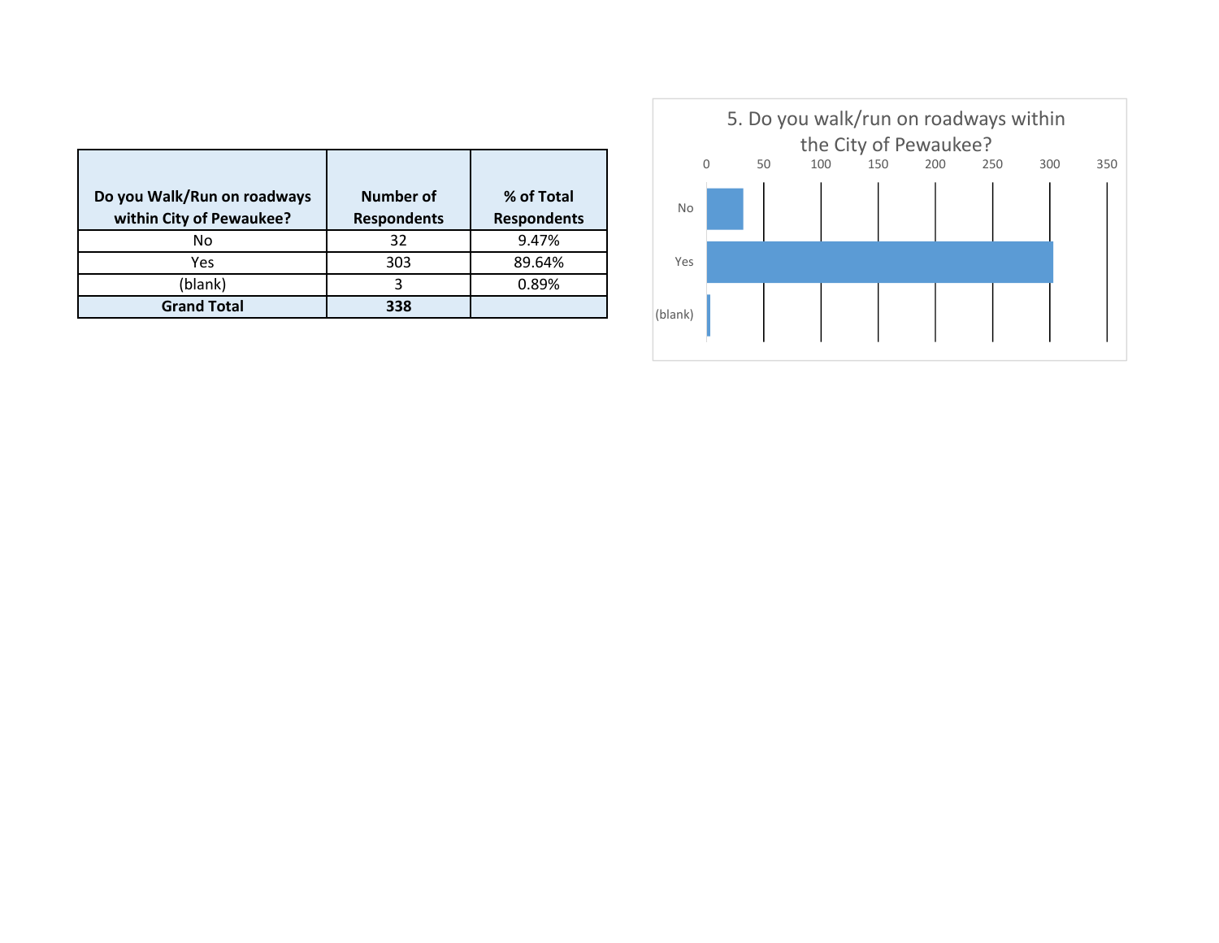| Do you Walk/Run on roadways within City of Pewaukee? | Number of Respondents | % of Total Respondents |
|---|---|---|
| No | 32 | 9.47% |
| Yes | 303 | 89.64% |
| (blank) | 3 | 0.89% |
| **Grand Total** | **338** | |

5. Do you walk/run on roadways within the City of Pewaukee?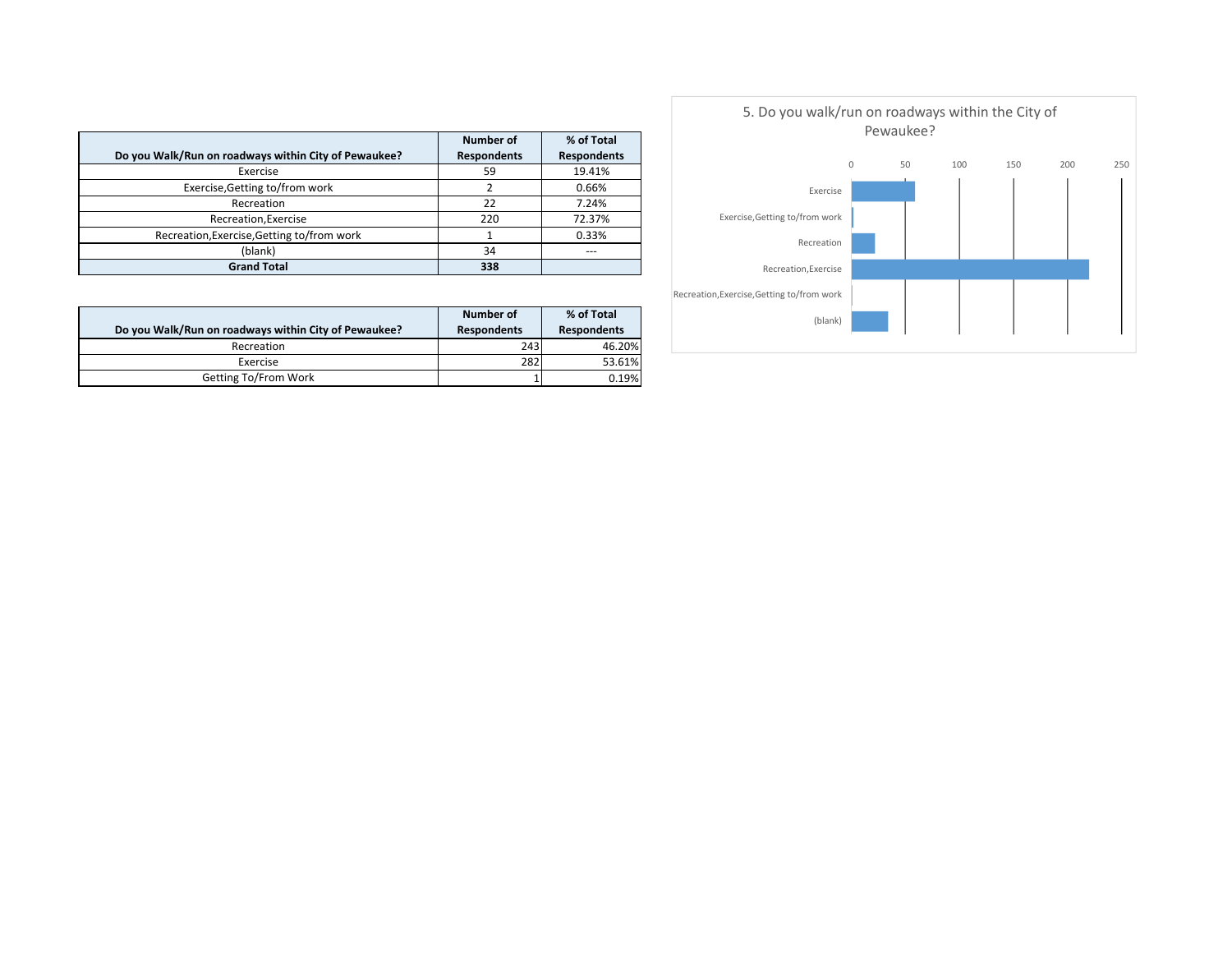| Do you Walk/Run on roadways within City of Pewaukee? | Number of Respondents | % of Total Respondents |
|---|---|---|
| Exercise | 59 | 19.41% |
| Exercise,Getting to/from work | 2 | 0.66% |
| Recreation | 22 | 7.24% |
| Recreation,Exercise | 220 | 72.37% |
| Recreation,Exercise,Getting to/from work | 1 | 0.33% |
| (blank) | 34 | --- |
| **Grand Total** | **338** | |

| Do you Walk/Run on roadways within City of Pewaukee? | Number of Respondents | % of Total Respondents |
|---|---|---|
| Recreation | 243 | 46.20% |
| Exercise | 282 | 53.61% |
| Getting To/From Work | 1 | 0.19% |

5. Do you walk/run on roadways within the City of Pewaukee?

| Category | Value |
|---|---|
| Exercise | 59 |
| Exercise,Getting to/from work | 2 |
| Recreation | 22 |
| Recreation,Exercise | 220 |
| Recreation,Exercise,Getting to/from work | 1 |
| (blank) | 34 |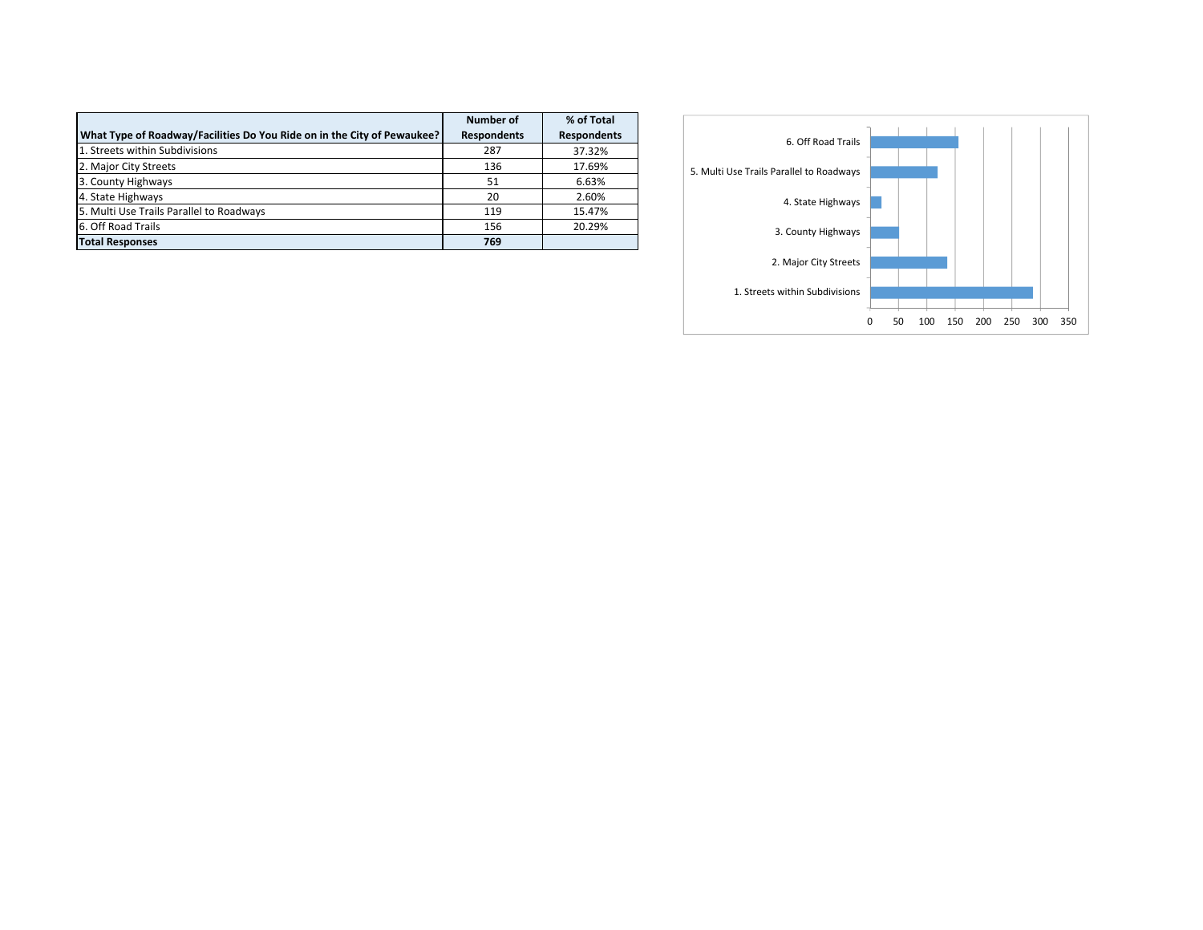| What Type of Roadway/Facilities Do You Ride on in the City of Pewaukee? | Number of Respondents | % of Total Respondents |
|---|---|---|
| 1. Streets within Subdivisions | 287 | 37.32% |
| 2. Major City Streets | 136 | 17.69% |
| 3. County Highways | 51 | 6.63% |
| 4. State Highways | 20 | 2.60% |
| 5. Multi Use Trails Parallel to Roadways | 119 | 15.47% |
| 6. Off Road Trails | 156 | 20.29% |
| **Total Responses** | **769** | |

6. Off Road Trails
5. Multi Use Trails Parallel to Roadways
4. State Highways
3. County Highways
2. Major City Streets
1. Streets within Subdivisions

0 50 100 150 200 250 300 350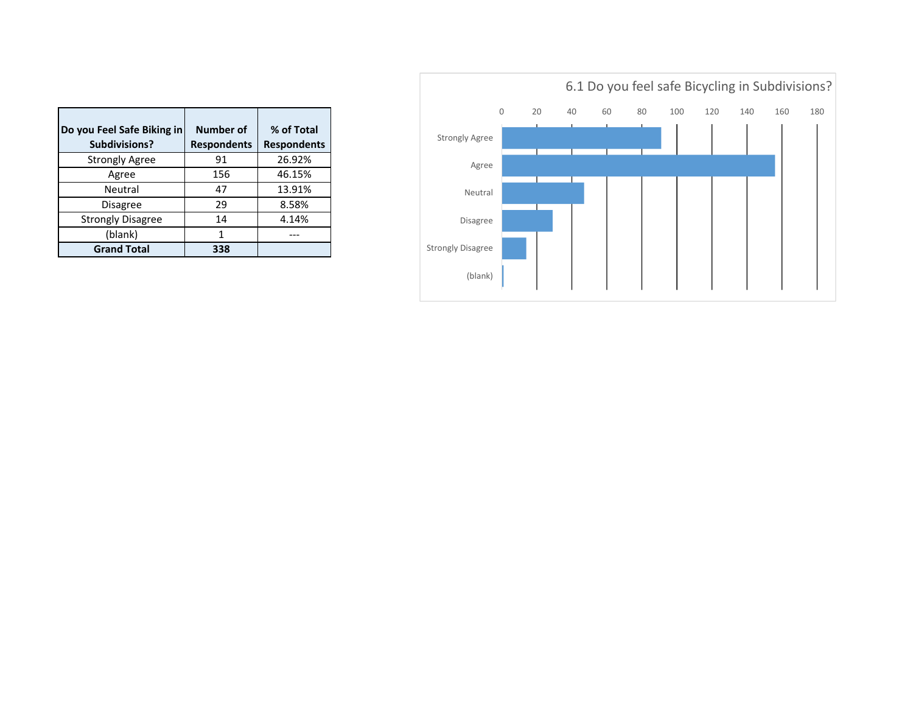| Do you Feel Safe Biking in Subdivisions? | Number of Respondents | % of Total Respondents |
|---|---|---|
| Strongly Agree | 91 | 26.92% |
| Agree | 156 | 46.15% |
| Neutral | 47 | 13.91% |
| Disagree | 29 | 8.58% |
| Strongly Disagree | 14 | 4.14% |
| (blank) | 1 | --- |
| **Grand Total** | **338** | |

6.1 Do you feel safe Bicycling in Subdivisions?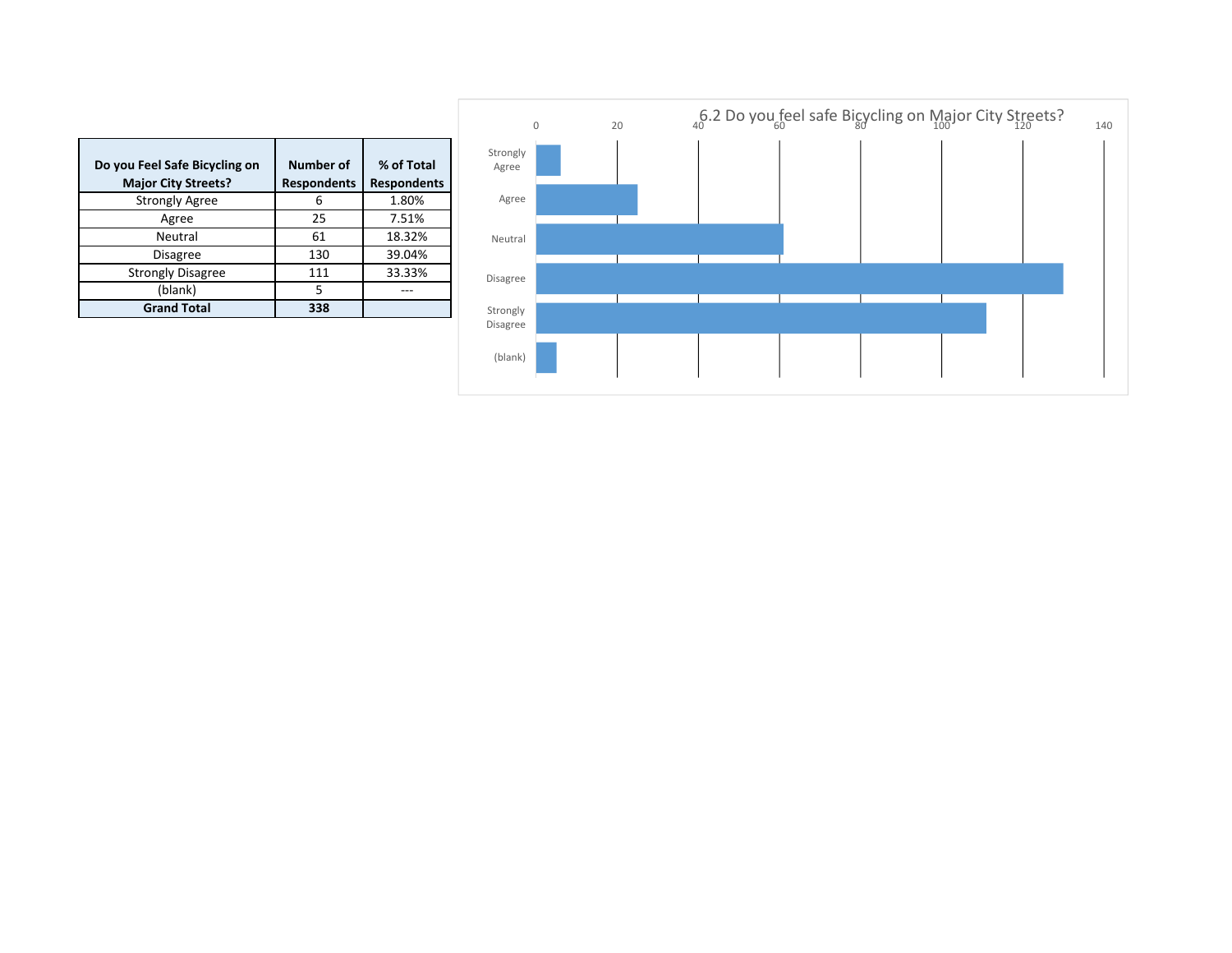| Do you Feel Safe Bicycling on Major City Streets? | Number of Respondents | % of Total Respondents |
|---|---|---|
| Strongly Agree | 6 | 1.80% |
| Agree | 25 | 7.51% |
| Neutral | 61 | 18.32% |
| Disagree | 130 | 39.04% |
| Strongly Disagree | 111 | 33.33% |
| (blank) | 5 | --- |
| **Grand Total** | **338** | |

6.2 Do you feel safe Bicycling on Major City Streets?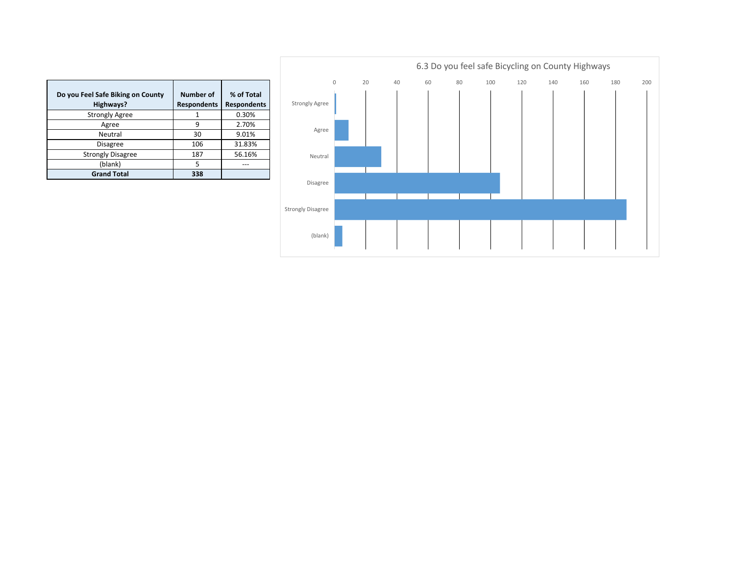| Do you Feel Safe Biking on County Highways? | Number of Respondents | % of Total Respondents |
|---|---|---|
| Strongly Agree | 1 | 0.30% |
| Agree | 9 | 2.70% |
| Neutral | 30 | 9.01% |
| Disagree | 106 | 31.83% |
| Strongly Disagree | 187 | 56.16% |
| (blank) | 5 | --- |
| **Grand Total** | **338** | |

6.3 Do you feel safe Bicycling on County Highways

| Response | Count |
|---|---|
| Strongly Agree | 1 |
| Agree | 9 |
| Neutral | 30 |
| Disagree | 106 |
| Strongly Disagree | 187 |
| (blank) | 5 |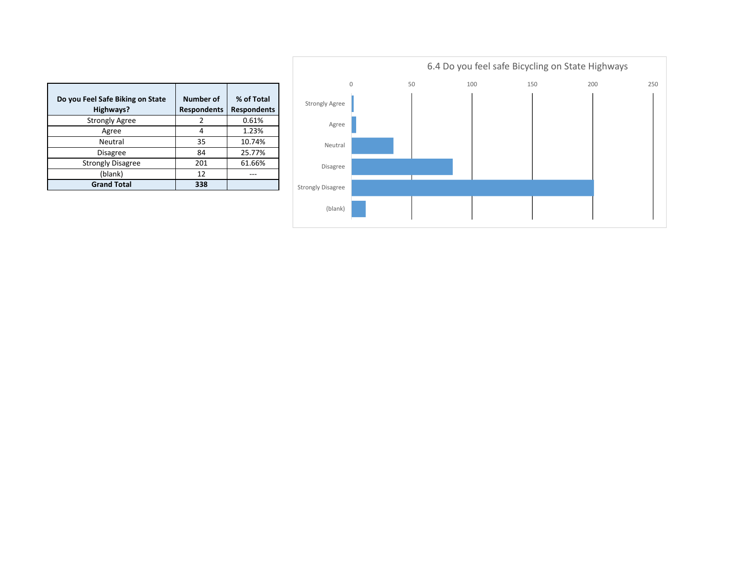| Do you Feel Safe Biking on State Highways? | Number of Respondents | % of Total Respondents |
| --- | --- | --- |
| Strongly Agree | 2 | 0.61% |
| Agree | 4 | 1.23% |
| Neutral | 35 | 10.74% |
| Disagree | 84 | 25.77% |
| Strongly Disagree | 201 | 61.66% |
| (blank) | 12 | --- |
| **Grand Total** | **338** | |

6.4 Do you feel safe Bicycling on State Highways

| Response | Count |
| --- | --- |
| Strongly Agree | 2 |
| Agree | 4 |
| Neutral | 35 |
| Disagree | 84 |
| Strongly Disagree | 201 |
| (blank) | 12 |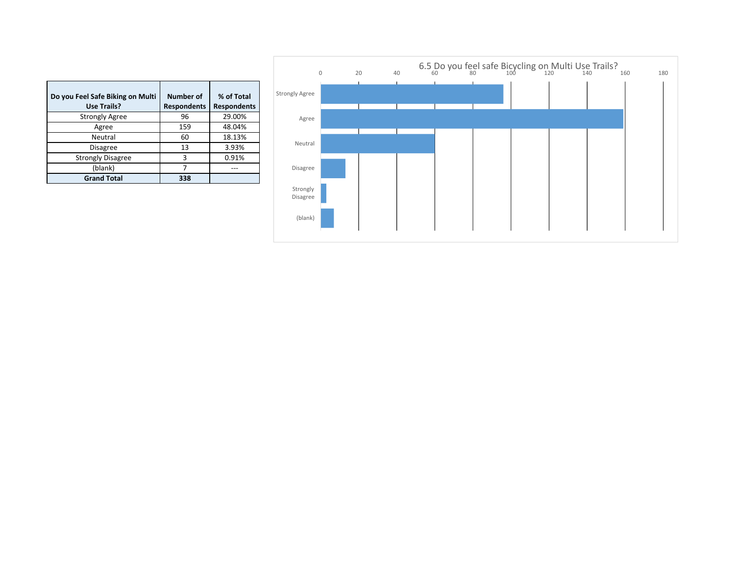| Do you Feel Safe Biking on Multi Use Trails? | Number of Respondents | % of Total Respondents |
|---|---|---|
| Strongly Agree | 96 | 29.00% |
| Agree | 159 | 48.04% |
| Neutral | 60 | 18.13% |
| Disagree | 13 | 3.93% |
| Strongly Disagree | 3 | 0.91% |
| (blank) | 7 | --- |
| **Grand Total** | **338** | |

6.5 Do you feel safe Bicycling on Multi Use Trails?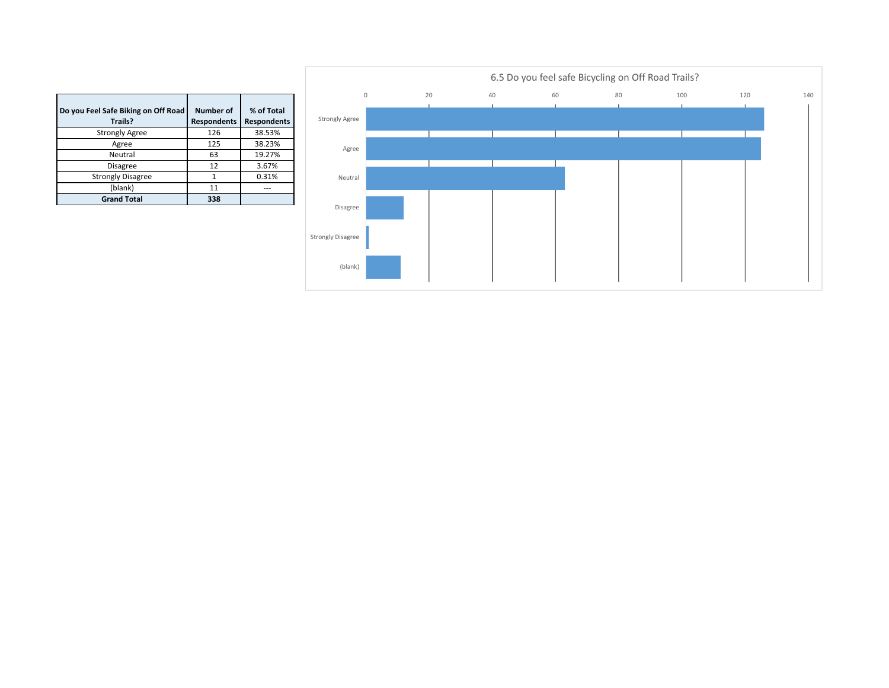| Do you Feel Safe Biking on Off Road Trails? | Number of Respondents | % of Total Respondents |
|---|---|---|
| Strongly Agree | 126 | 38.53% |
| Agree | 125 | 38.23% |
| Neutral | 63 | 19.27% |
| Disagree | 12 | 3.67% |
| Strongly Disagree | 1 | 0.31% |
| (blank) | 11 | --- |
| **Grand Total** | **338** | |

6.5 Do you feel safe Bicycling on Off Road Trails?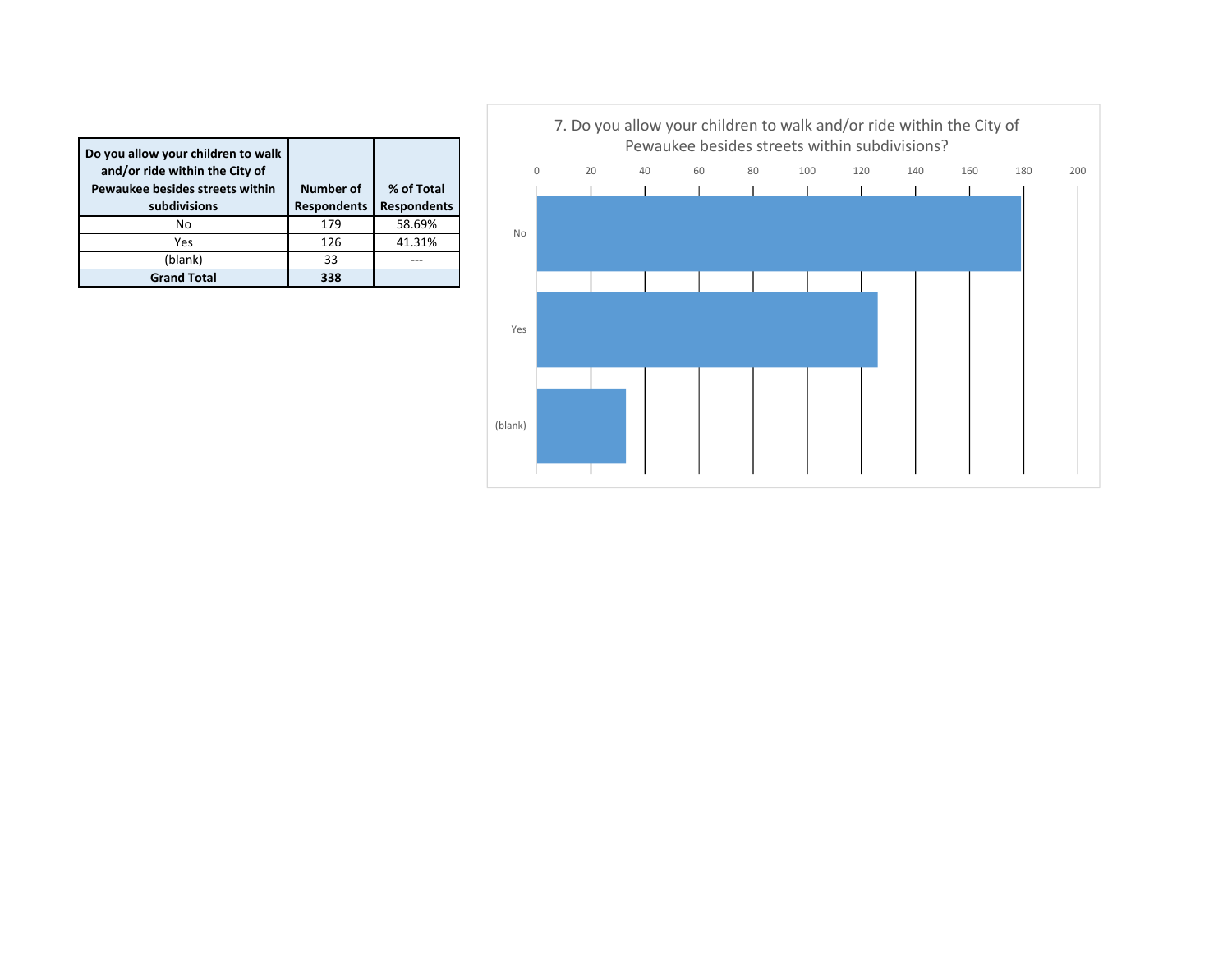| Do you allow your children to walk and/or ride within the City of Pewaukee besides streets within subdivisions | Number of Respondents | % of Total Respondents |
|---|---|---|
| No | 179 | 58.69% |
| Yes | 126 | 41.31% |
| (blank) | 33 | --- |
| **Grand Total** | **338** | |

7. Do you allow your children to walk and/or ride within the City of Pewaukee besides streets within subdivisions?

0 20 40 60 80 100 120 140 160 180 200

No

Yes

(blank)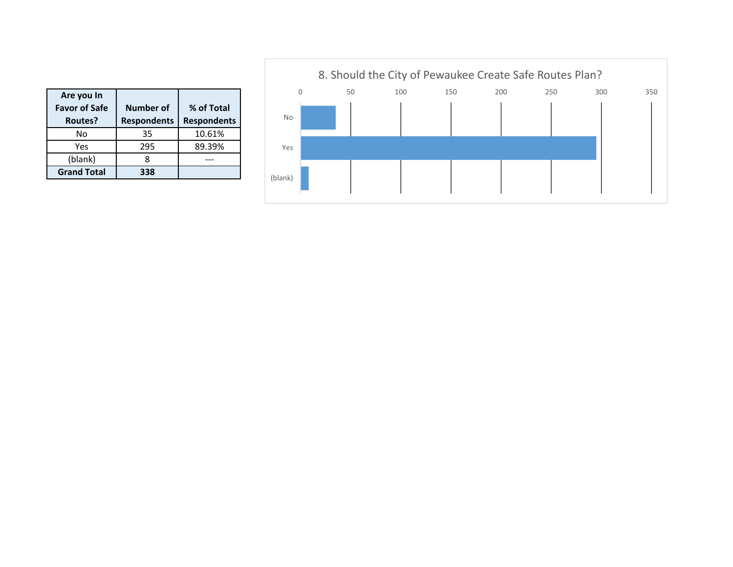| Are you In Favor of Safe Routes? | Number of Respondents | % of Total Respondents |
|---|---|---|
| No | 35 | 10.61% |
| Yes | 295 | 89.39% |
| (blank) | 8 | --- |
| **Grand Total** | **338** | |

8. Should the City of Pewaukee Create Safe Routes Plan?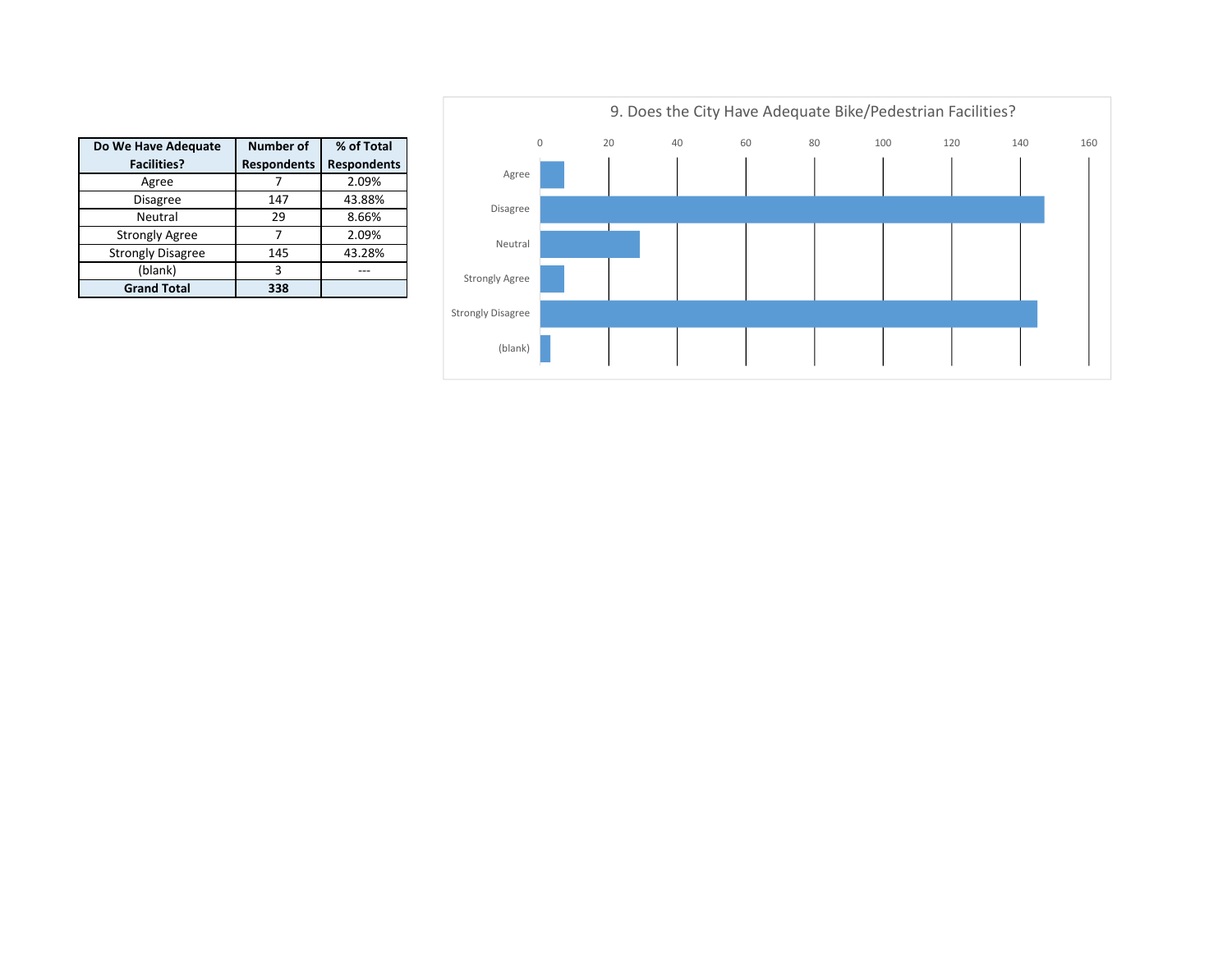| Do We Have Adequate Facilities? | Number of Respondents | % of Total Respondents |
|---|---|---|
| Agree | 7 | 2.09% |
| Disagree | 147 | 43.88% |
| Neutral | 29 | 8.66% |
| Strongly Agree | 7 | 2.09% |
| Strongly Disagree | 145 | 43.28% |
| (blank) | 3 | --- |
| **Grand Total** | **338** | |

9. Does the City Have Adequate Bike/Pedestrian Facilities?

| Response | Count |
|---|---|
| Agree | 7 |
| Disagree | 147 |
| Neutral | 29 |
| Strongly Agree | 7 |
| Strongly Disagree | 145 |
| (blank) | 3 |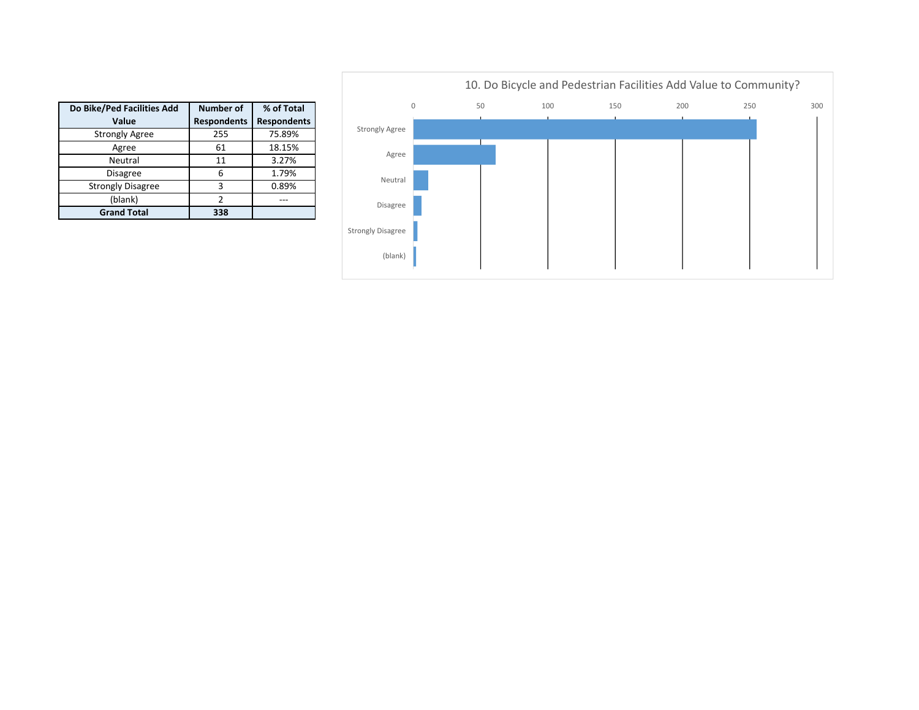| Do Bike/Ped Facilities Add Value | Number of Respondents | % of Total Respondents |
|---|---|---|
| Strongly Agree | 255 | 75.89% |
| Agree | 61 | 18.15% |
| Neutral | 11 | 3.27% |
| Disagree | 6 | 1.79% |
| Strongly Disagree | 3 | 0.89% |
| (blank) | 2 | --- |
| **Grand Total** | **338** | |

10. Do Bicycle and Pedestrian Facilities Add Value to Community?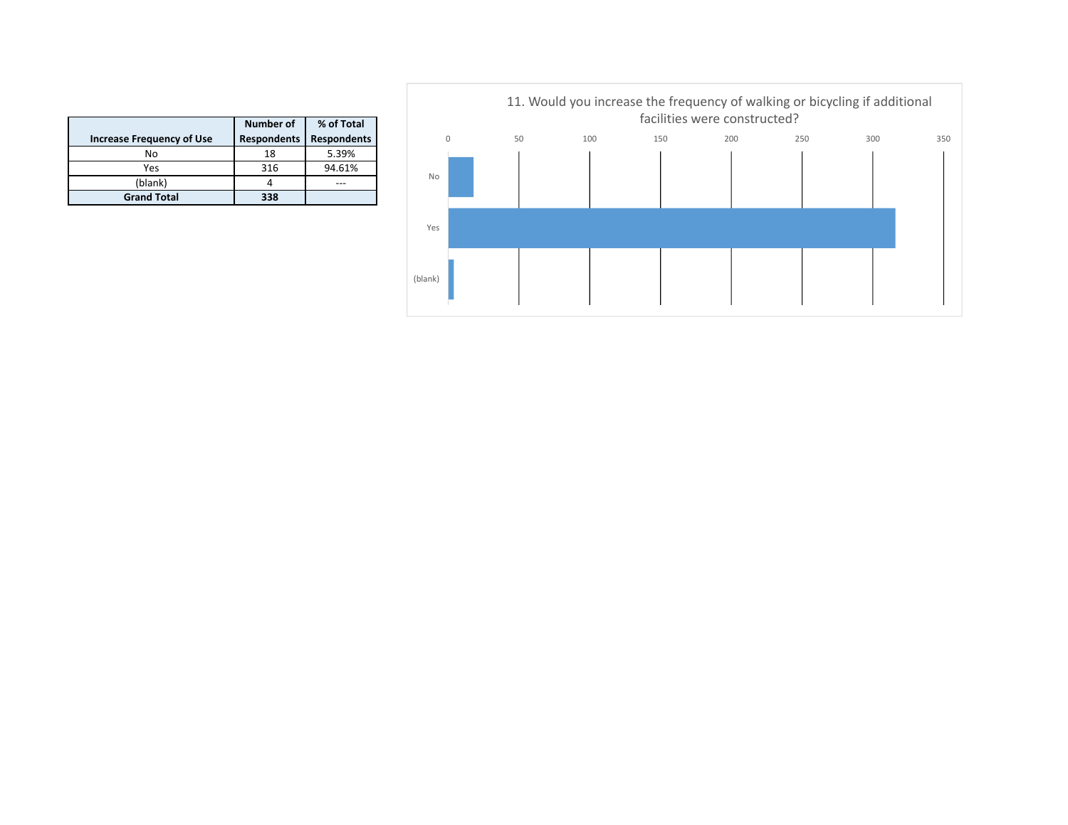| Increase Frequency of Use | Number of Respondents | % of Total Respondents |
|---|---|---|
| No | 18 | 5.39% |
| Yes | 316 | 94.61% |
| (blank) | 4 | --- |
| **Grand Total** | **338** | |

11. Would you increase the frequency of walking or bicycling if additional facilities were constructed?

| | 0 | 50 | 100 | 150 | 200 | 250 | 300 | 350 |
|---|---|---|---|---|---|---|---|---|
| No | | | | | | | | |
| Yes | | | | | | | | |
| (blank) | | | | | | | | |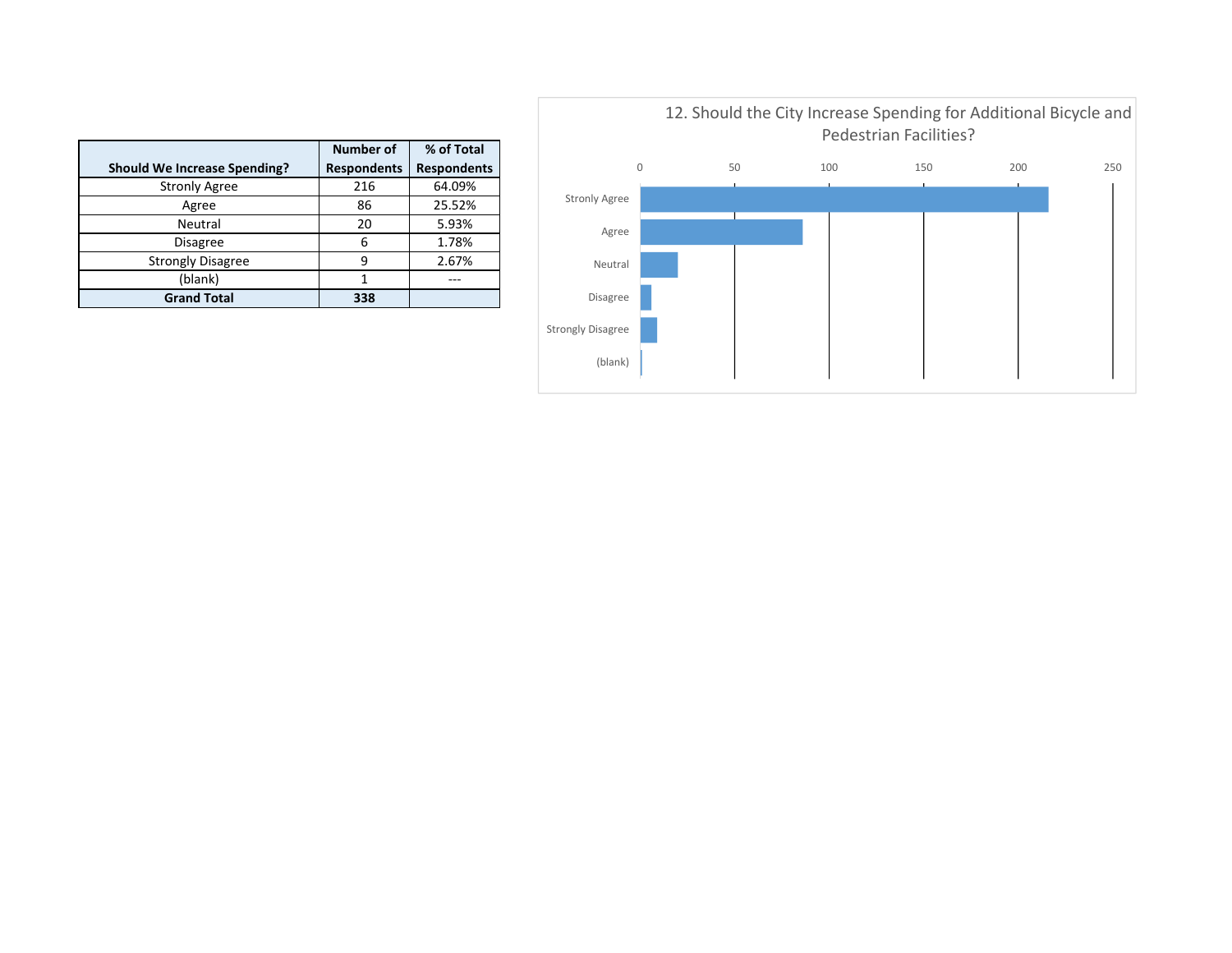| Should We Increase Spending? | Number of Respondents | % of Total Respondents |
|---|---|---|
| Stronly Agree | 216 | 64.09% |
| Agree | 86 | 25.52% |
| Neutral | 20 | 5.93% |
| Disagree | 6 | 1.78% |
| Strongly Disagree | 9 | 2.67% |
| (blank) | 1 | --- |
| **Grand Total** | **338** | |

12. Should the City Increase Spending for Additional Bicycle and Pedestrian Facilities?

| Response | Count |
|---|---|
| Stronly Agree | 216 |
| Agree | 86 |
| Neutral | 20 |
| Disagree | 6 |
| Strongly Disagree | 9 |
| (blank) | 1 |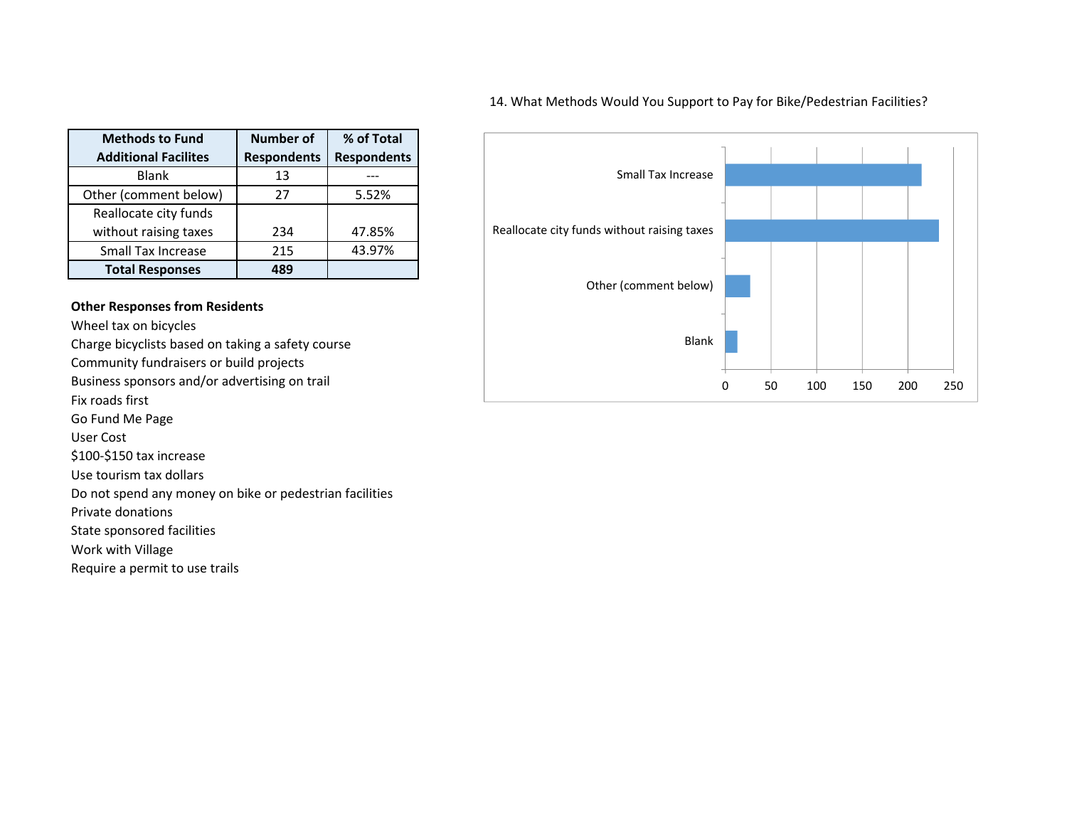| Methods to Fund Additional Facilites | Number of Respondents | % of Total Respondents |
|---|---|---|
| Blank | 13 | --- |
| Other (comment below) | 27 | 5.52% |
| Reallocate city funds without raising taxes | 234 | 47.85% |
| Small Tax Increase | 215 | 43.97% |
| **Total Responses** | **489** | |

**Other Responses from Residents**

Wheel tax on bicycles
Charge bicyclists based on taking a safety course
Community fundraisers or build projects
Business sponsors and/or advertising on trail
Fix roads first
Go Fund Me Page
User Cost
$100-$150 tax increase
Use tourism tax dollars
Do not spend any money on bike or pedestrian facilities
Private donations
State sponsored facilities
Work with Village
Require a permit to use trails

14. What Methods Would You Support to Pay for Bike/Pedestrian Facilities?

| Method | Number of Respondents |
|---|---|
| Small Tax Increase | 215 |
| Reallocate city funds without raising taxes | 234 |
| Other (comment below) | 27 |
| Blank | 13 |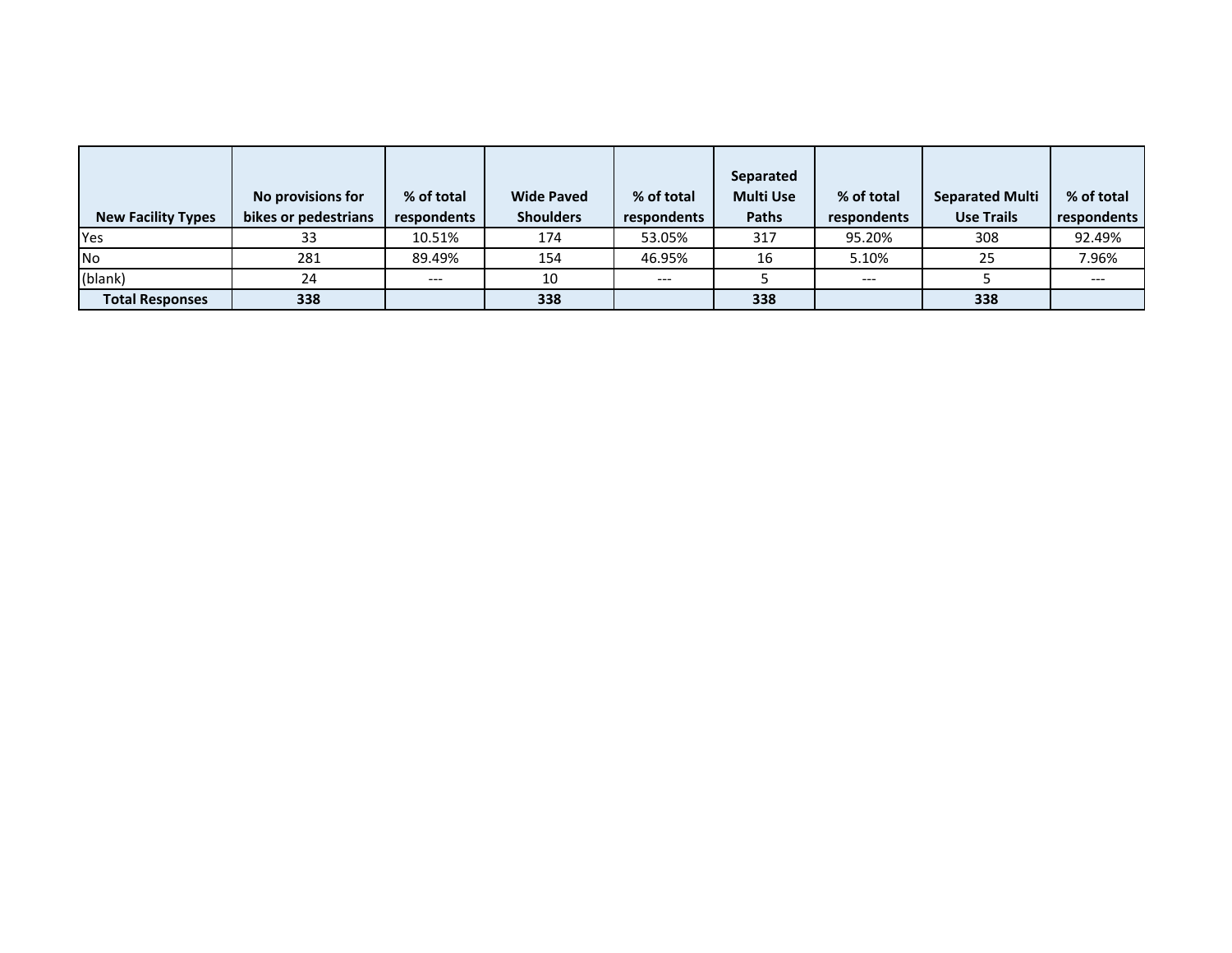| New Facility Types | No provisions for bikes or pedestrians | % of total respondents | Wide Paved Shoulders | % of total respondents | Separated Multi Use Paths | % of total respondents | Separated Multi Use Trails | % of total respondents |
|---|---|---|---|---|---|---|---|---|
| Yes | 33 | 10.51% | 174 | 53.05% | 317 | 95.20% | 308 | 92.49% |
| No | 281 | 89.49% | 154 | 46.95% | 16 | 5.10% | 25 | 7.96% |
| (blank) | 24 | --- | 10 | --- | 5 | --- | 5 | --- |
| **Total Responses** | **338** | | **338** | | **338** | | **338** | |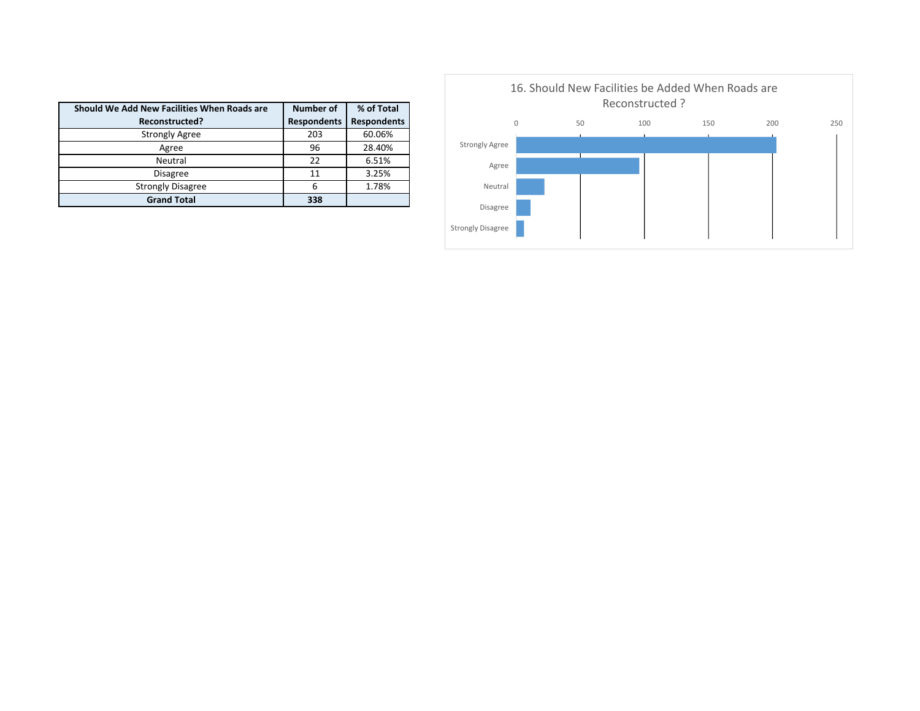| Should We Add New Facilities When Roads are Reconstructed? | Number of Respondents | % of Total Respondents |
|---|---|---|
| Strongly Agree | 203 | 60.06% |
| Agree | 96 | 28.40% |
| Neutral | 22 | 6.51% |
| Disagree | 11 | 3.25% |
| Strongly Disagree | 6 | 1.78% |
| **Grand Total** | **338** | |

16. Should New Facilities be Added When Roads are Reconstructed ?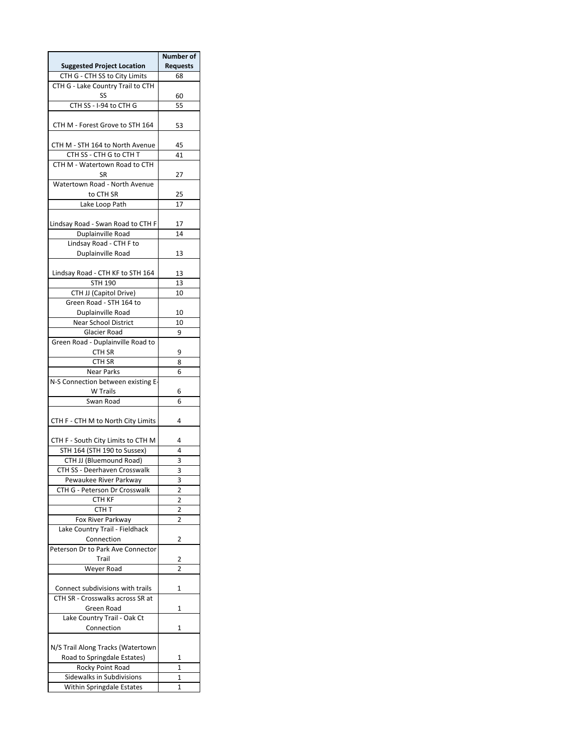| Suggested Project Location | Number of Requests |
|---|---|
| CTH G - CTH SS to City Limits | 68 |
| CTH G - Lake Country Trail to CTH SS | 60 |
| CTH SS - I-94 to CTH G | 55 |
| CTH M - Forest Grove to STH 164 | 53 |
| CTH M - STH 164 to North Avenue | 45 |
| CTH SS - CTH G to CTH T | 41 |
| CTH M - Watertown Road to CTH SR | 27 |
| Watertown Road - North Avenue to CTH SR | 25 |
| Lake Loop Path | 17 |
| Lindsay Road - Swan Road to CTH F | 17 |
| Duplainville Road | 14 |
| Lindsay Road - CTH F to Duplainville Road | 13 |
| Lindsay Road - CTH KF to STH 164 | 13 |
| STH 190 | 13 |
| CTH JJ (Capitol Drive) | 10 |
| Green Road - STH 164 to Duplainville Road | 10 |
| Near School District | 10 |
| Glacier Road | 9 |
| Green Road - Duplainville Road to CTH SR | 9 |
| CTH SR | 8 |
| Near Parks | 6 |
| N-S Connection between existing E-W Trails | 6 |
| Swan Road | 6 |
| CTH F - CTH M to North City Limits | 4 |
| CTH F - South City Limits to CTH M | 4 |
| STH 164 (STH 190 to Sussex) | 4 |
| CTH JJ (Bluemound Road) | 3 |
| CTH SS - Deerhaven Crosswalk | 3 |
| Pewaukee River Parkway | 3 |
| CTH G - Peterson Dr Crosswalk | 2 |
| CTH KF | 2 |
| CTH T | 2 |
| Fox River Parkway | 2 |
| Lake Country Trail - Fieldhack Connection | 2 |
| Peterson Dr to Park Ave Connector Trail | 2 |
| Weyer Road | 2 |
| Connect subdivisions with trails | 1 |
| CTH SR - Crosswalks across SR at Green Road | 1 |
| Lake Country Trail - Oak Ct Connection | 1 |
| N/S Trail Along Tracks (Watertown Road to Springdale Estates) | 1 |
| Rocky Point Road | 1 |
| Sidewalks in Subdivisions | 1 |
| Within Springdale Estates | 1 |